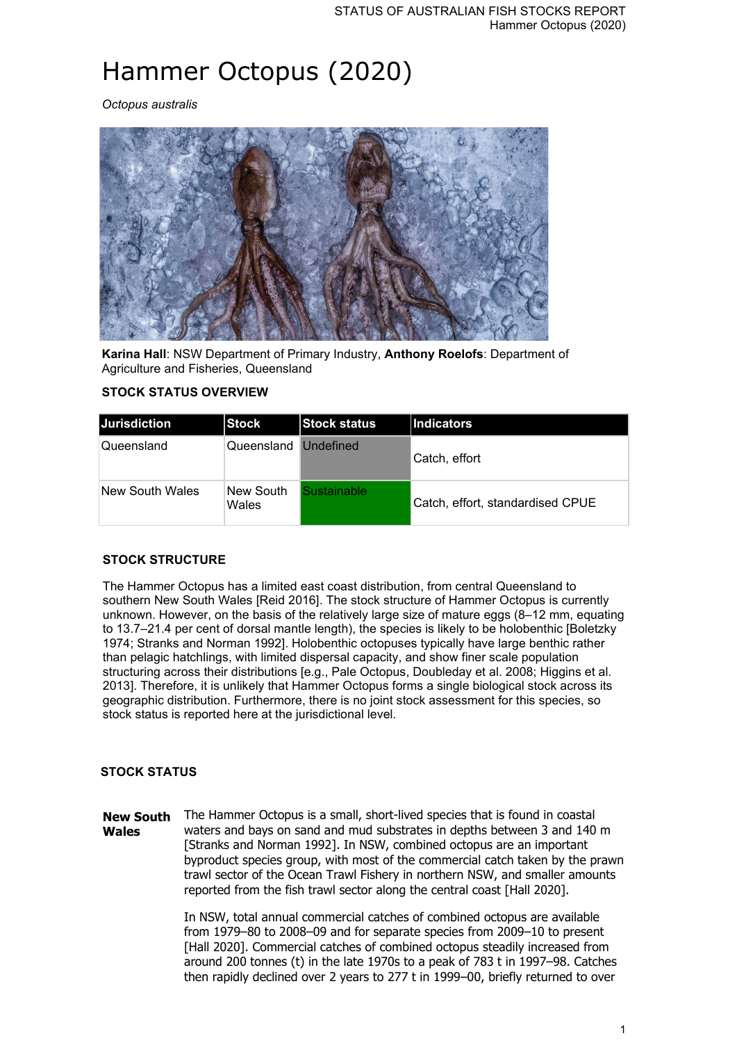# Hammer Octopus (2020)

*Octopus australis*

**Karina Hall**: NSW Department of Primary Industry, **Anthony Roelofs**: Department of Agriculture and Fisheries, Queensland

### STOCK STATUS OVERVIEW

| Jurisdiction | Stock | Stock status | Indicators |
|---|---|---|---|
| Queensland | Queensland | Undefined | Catch, effort |
| New South Wales | New South Wales | Sustainable | Catch, effort, standardised CPUE |

### STOCK STRUCTURE

The Hammer Octopus has a limited east coast distribution, from central Queensland to southern New South Wales [Reid 2016]. The stock structure of Hammer Octopus is currently unknown. However, on the basis of the relatively large size of mature eggs (8–12 mm, equating to 13.7–21.4 per cent of dorsal mantle length), the species is likely to be holobenthic [Boletzky 1974; Stranks and Norman 1992]. Holobenthic octopuses typically have large benthic rather than pelagic hatchlings, with limited dispersal capacity, and show finer scale population structuring across their distributions [e.g., Pale Octopus, Doubleday et al. 2008; Higgins et al. 2013]. Therefore, it is unlikely that Hammer Octopus forms a single biological stock across its geographic distribution. Furthermore, there is no joint stock assessment for this species, so stock status is reported here at the jurisdictional level.

### STOCK STATUS

**New South Wales**

The Hammer Octopus is a small, short-lived species that is found in coastal waters and bays on sand and mud substrates in depths between 3 and 140 m [Stranks and Norman 1992]. In NSW, combined octopus are an important byproduct species group, with most of the commercial catch taken by the prawn trawl sector of the Ocean Trawl Fishery in northern NSW, and smaller amounts reported from the fish trawl sector along the central coast [Hall 2020].

In NSW, total annual commercial catches of combined octopus are available from 1979–80 to 2008–09 and for separate species from 2009–10 to present [Hall 2020]. Commercial catches of combined octopus steadily increased from around 200 tonnes (t) in the late 1970s to a peak of 783 t in 1997–98. Catches then rapidly declined over 2 years to 277 t in 1999–00, briefly returned to over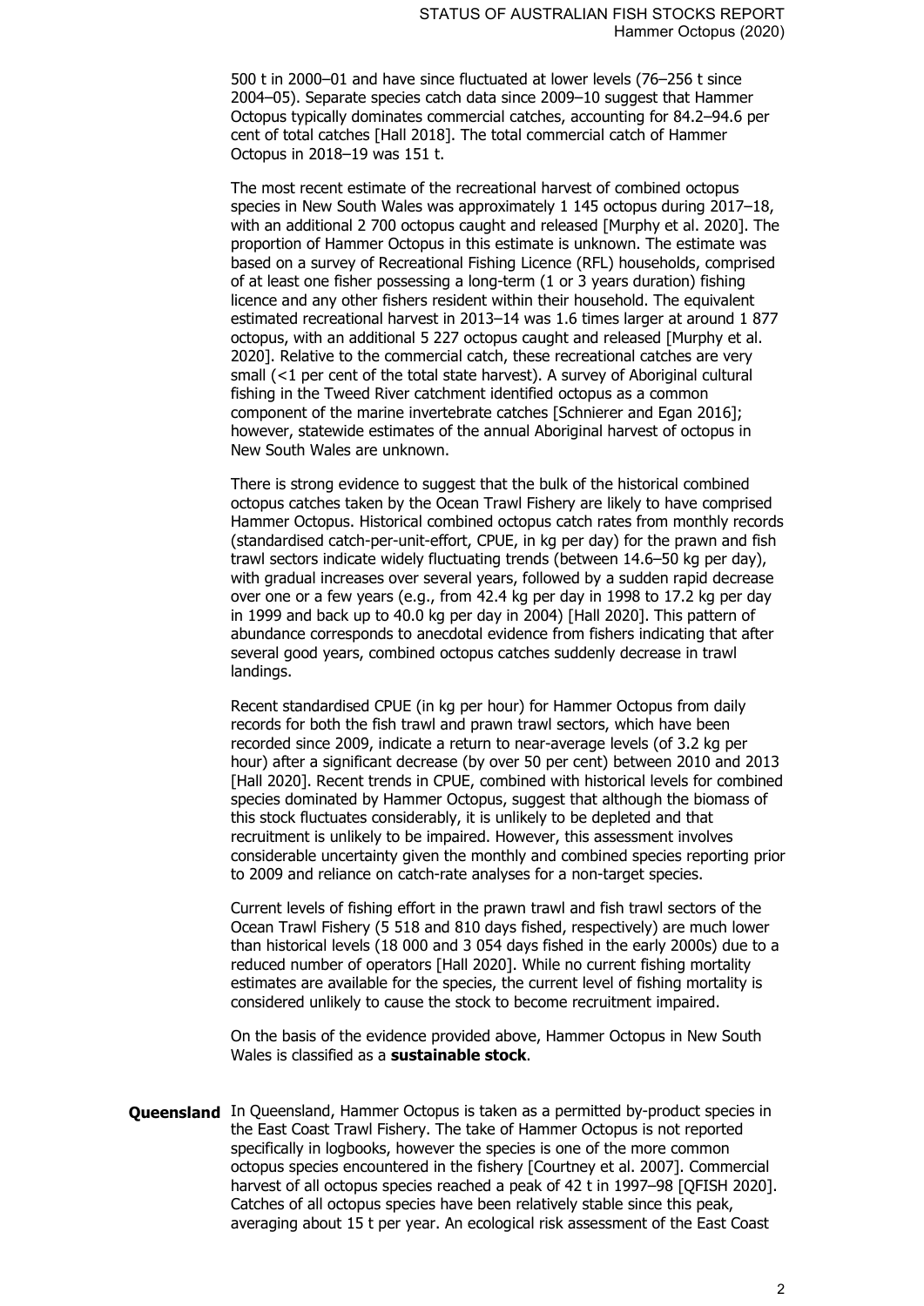500 t in 2000–01 and have since fluctuated at lower levels (76–256 t since 2004–05). Separate species catch data since 2009–10 suggest that Hammer Octopus typically dominates commercial catches, accounting for 84.2–94.6 per cent of total catches [Hall 2018]. The total commercial catch of Hammer Octopus in 2018–19 was 151 t.

The most recent estimate of the recreational harvest of combined octopus species in New South Wales was approximately 1 145 octopus during 2017–18, with an additional 2 700 octopus caught and released [Murphy et al. 2020]. The proportion of Hammer Octopus in this estimate is unknown. The estimate was based on a survey of Recreational Fishing Licence (RFL) households, comprised of at least one fisher possessing a long-term (1 or 3 years duration) fishing licence and any other fishers resident within their household. The equivalent estimated recreational harvest in 2013–14 was 1.6 times larger at around 1 877 octopus, with an additional 5 227 octopus caught and released [Murphy et al. 2020]. Relative to the commercial catch, these recreational catches are very small (<1 per cent of the total state harvest). A survey of Aboriginal cultural fishing in the Tweed River catchment identified octopus as a common component of the marine invertebrate catches [Schnierer and Egan 2016]; however, statewide estimates of the annual Aboriginal harvest of octopus in New South Wales are unknown.

There is strong evidence to suggest that the bulk of the historical combined octopus catches taken by the Ocean Trawl Fishery are likely to have comprised Hammer Octopus. Historical combined octopus catch rates from monthly records (standardised catch-per-unit-effort, CPUE, in kg per day) for the prawn and fish trawl sectors indicate widely fluctuating trends (between 14.6–50 kg per day), with gradual increases over several years, followed by a sudden rapid decrease over one or a few years (e.g., from 42.4 kg per day in 1998 to 17.2 kg per day in 1999 and back up to 40.0 kg per day in 2004) [Hall 2020]. This pattern of abundance corresponds to anecdotal evidence from fishers indicating that after several good years, combined octopus catches suddenly decrease in trawl landings.

Recent standardised CPUE (in kg per hour) for Hammer Octopus from daily records for both the fish trawl and prawn trawl sectors, which have been recorded since 2009, indicate a return to near-average levels (of 3.2 kg per hour) after a significant decrease (by over 50 per cent) between 2010 and 2013 [Hall 2020]. Recent trends in CPUE, combined with historical levels for combined species dominated by Hammer Octopus, suggest that although the biomass of this stock fluctuates considerably, it is unlikely to be depleted and that recruitment is unlikely to be impaired. However, this assessment involves considerable uncertainty given the monthly and combined species reporting prior to 2009 and reliance on catch-rate analyses for a non-target species.

Current levels of fishing effort in the prawn trawl and fish trawl sectors of the Ocean Trawl Fishery (5 518 and 810 days fished, respectively) are much lower than historical levels (18 000 and 3 054 days fished in the early 2000s) due to a reduced number of operators [Hall 2020]. While no current fishing mortality estimates are available for the species, the current level of fishing mortality is considered unlikely to cause the stock to become recruitment impaired.

On the basis of the evidence provided above, Hammer Octopus in New South Wales is classified as a **sustainable stock**.

**Queensland** In Queensland, Hammer Octopus is taken as a permitted by-product species in the East Coast Trawl Fishery. The take of Hammer Octopus is not reported specifically in logbooks, however the species is one of the more common octopus species encountered in the fishery [Courtney et al. 2007]. Commercial harvest of all octopus species reached a peak of 42 t in 1997–98 [QFISH 2020]. Catches of all octopus species have been relatively stable since this peak, averaging about 15 t per year. An ecological risk assessment of the East Coast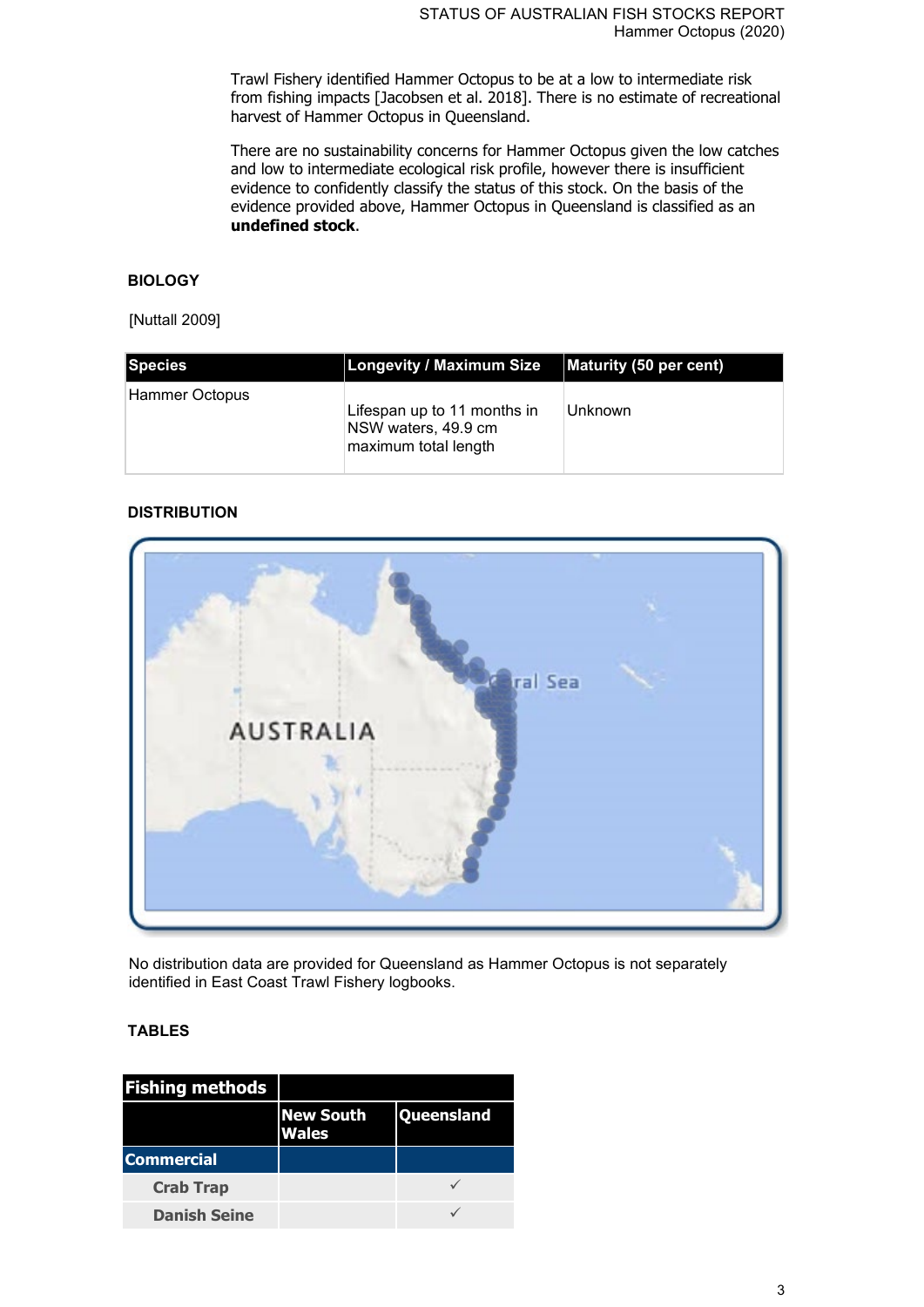Trawl Fishery identified Hammer Octopus to be at a low to intermediate risk from fishing impacts [Jacobsen et al. 2018]. There is no estimate of recreational harvest of Hammer Octopus in Queensland.

There are no sustainability concerns for Hammer Octopus given the low catches and low to intermediate ecological risk profile, however there is insufficient evidence to confidently classify the status of this stock. On the basis of the evidence provided above, Hammer Octopus in Queensland is classified as an **undefined stock**.

## BIOLOGY

[Nuttall 2009]

| Species | Longevity / Maximum Size | Maturity (50 per cent) |
|---|---|---|
| Hammer Octopus | Lifespan up to 11 months in NSW waters, 49.9 cm maximum total length | Unknown |

## DISTRIBUTION

No distribution data are provided for Queensland as Hammer Octopus is not separately identified in East Coast Trawl Fishery logbooks.

## TABLES

| Fishing methods | | |
|---|---|---|
| | New South Wales | Queensland |
| **Commercial** | | |
| Crab Trap | | ✓ |
| Danish Seine | | ✓ |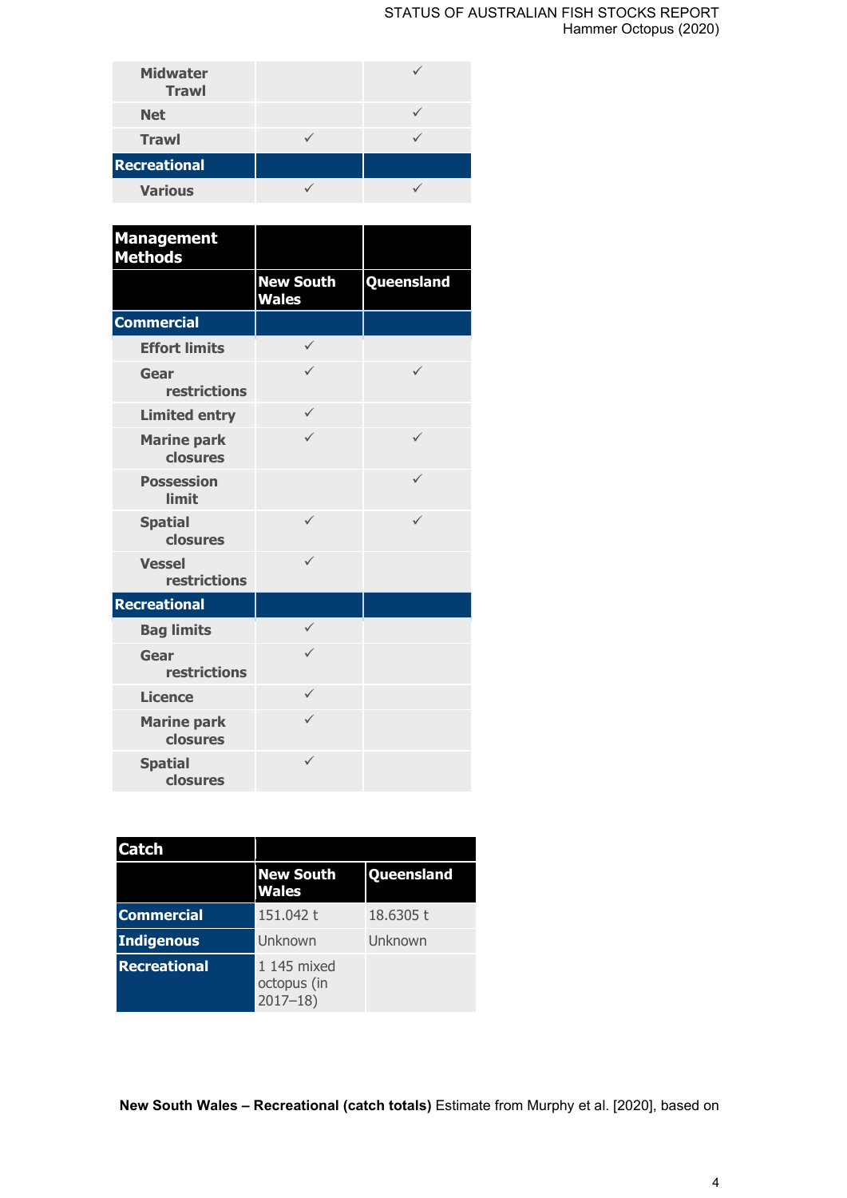| | | |
|---|---|---|
| Midwater Trawl | | ✓ |
| Net | | ✓ |
| Trawl | ✓ | ✓ |
| **Recreational** | | |
| Various | ✓ | ✓ |

| Management Methods | | |
|---|---|---|
| | New South Wales | Queensland |
| **Commercial** | | |
| Effort limits | ✓ | |
| Gear restrictions | ✓ | ✓ |
| Limited entry | ✓ | |
| Marine park closures | ✓ | ✓ |
| Possession limit | | ✓ |
| Spatial closures | ✓ | ✓ |
| Vessel restrictions | ✓ | |
| **Recreational** | | |
| Bag limits | ✓ | |
| Gear restrictions | ✓ | |
| Licence | ✓ | |
| Marine park closures | ✓ | |
| Spatial closures | ✓ | |

| Catch | | |
|---|---|---|
| | New South Wales | Queensland |
| **Commercial** | 151.042 t | 18.6305 t |
| **Indigenous** | Unknown | Unknown |
| **Recreational** | 1 145 mixed octopus (in 2017–18) | |

**New South Wales – Recreational (catch totals)** Estimate from Murphy et al. [2020], based on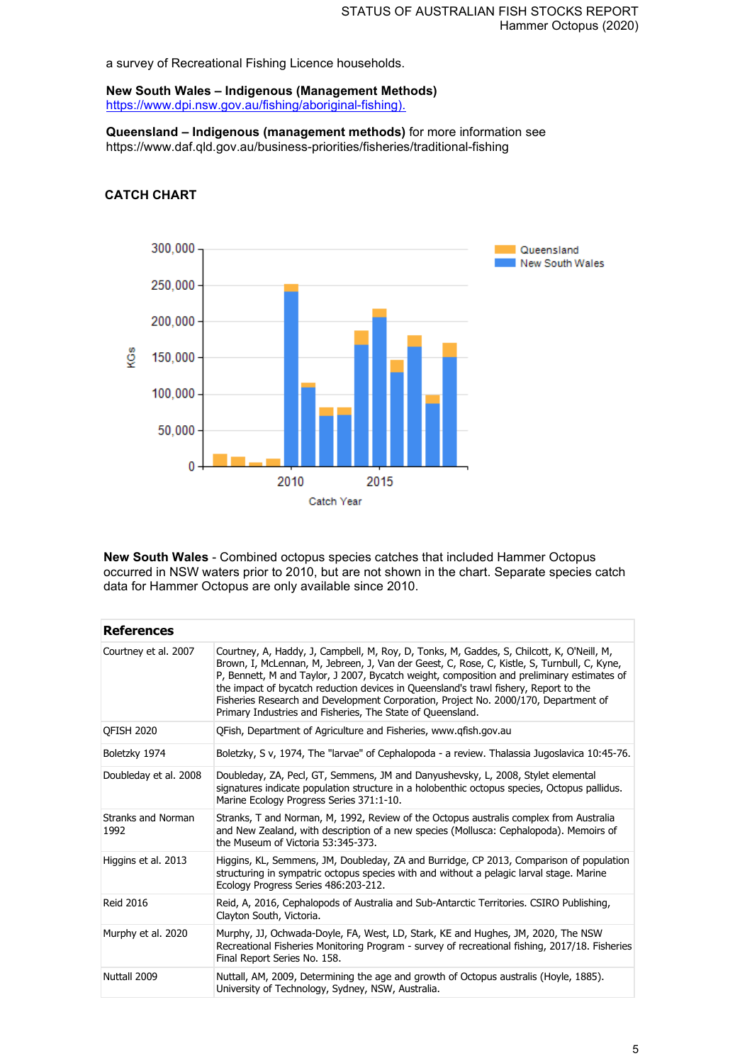a survey of Recreational Fishing Licence households.

**New South Wales – Indigenous (Management Methods)**
[https://www.dpi.nsw.gov.au/fishing/aboriginal-fishing).](https://www.dpi.nsw.gov.au/fishing/aboriginal-fishing)

**Queensland – Indigenous (management methods)** for more information see https://www.daf.qld.gov.au/business-priorities/fisheries/traditional-fishing

## CATCH CHART

**New South Wales** - Combined octopus species catches that included Hammer Octopus occurred in NSW waters prior to 2010, but are not shown in the chart. Separate species catch data for Hammer Octopus are only available since 2010.

| **References** | |
|---|---|
| Courtney et al. 2007 | Courtney, A, Haddy, J, Campbell, M, Roy, D, Tonks, M, Gaddes, S, Chilcott, K, O'Neill, M, Brown, I, McLennan, M, Jebreen, J, Van der Geest, C, Rose, C, Kistle, S, Turnbull, C, Kyne, P, Bennett, M and Taylor, J 2007, Bycatch weight, composition and preliminary estimates of the impact of bycatch reduction devices in Queensland's trawl fishery, Report to the Fisheries Research and Development Corporation, Project No. 2000/170, Department of Primary Industries and Fisheries, The State of Queensland. |
| QFISH 2020 | QFish, Department of Agriculture and Fisheries, www.qfish.gov.au |
| Boletzky 1974 | Boletzky, S v, 1974, The "larvae" of Cephalopoda - a review. Thalassia Jugoslavica 10:45-76. |
| Doubleday et al. 2008 | Doubleday, ZA, Pecl, GT, Semmens, JM and Danyushevsky, L, 2008, Stylet elemental signatures indicate population structure in a holobenthic octopus species, Octopus pallidus. Marine Ecology Progress Series 371:1-10. |
| Stranks and Norman 1992 | Stranks, T and Norman, M, 1992, Review of the Octopus australis complex from Australia and New Zealand, with description of a new species (Mollusca: Cephalopoda). Memoirs of the Museum of Victoria 53:345-373. |
| Higgins et al. 2013 | Higgins, KL, Semmens, JM, Doubleday, ZA and Burridge, CP 2013, Comparison of population structuring in sympatric octopus species with and without a pelagic larval stage. Marine Ecology Progress Series 486:203-212. |
| Reid 2016 | Reid, A, 2016, Cephalopods of Australia and Sub-Antarctic Territories. CSIRO Publishing, Clayton South, Victoria. |
| Murphy et al. 2020 | Murphy, JJ, Ochwada-Doyle, FA, West, LD, Stark, KE and Hughes, JM, 2020, The NSW Recreational Fisheries Monitoring Program - survey of recreational fishing, 2017/18. Fisheries Final Report Series No. 158. |
| Nuttall 2009 | Nuttall, AM, 2009, Determining the age and growth of Octopus australis (Hoyle, 1885). University of Technology, Sydney, NSW, Australia. |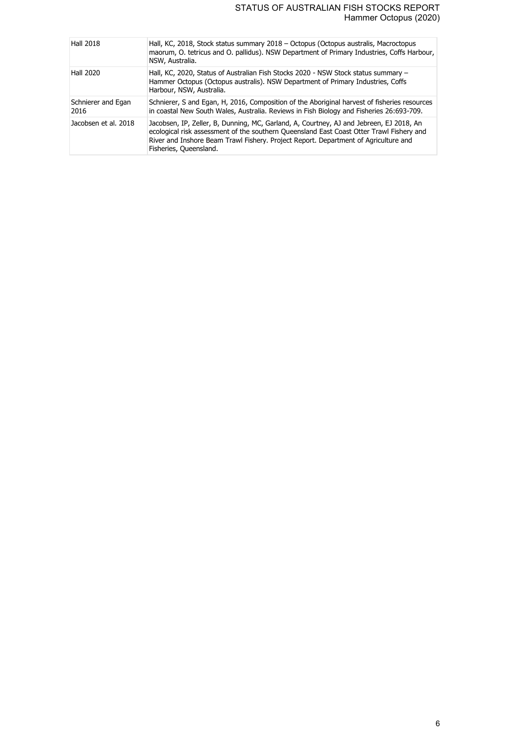| | |
|---|---|
| Hall 2018 | Hall, KC, 2018, Stock status summary 2018 – Octopus (Octopus australis, Macroctopus maorum, O. tetricus and O. pallidus). NSW Department of Primary Industries, Coffs Harbour, NSW, Australia. |
| Hall 2020 | Hall, KC, 2020, Status of Australian Fish Stocks 2020 - NSW Stock status summary – Hammer Octopus (Octopus australis). NSW Department of Primary Industries, Coffs Harbour, NSW, Australia. |
| Schnierer and Egan 2016 | Schnierer, S and Egan, H, 2016, Composition of the Aboriginal harvest of fisheries resources in coastal New South Wales, Australia. Reviews in Fish Biology and Fisheries 26:693-709. |
| Jacobsen et al. 2018 | Jacobsen, IP, Zeller, B, Dunning, MC, Garland, A, Courtney, AJ and Jebreen, EJ 2018, An ecological risk assessment of the southern Queensland East Coast Otter Trawl Fishery and River and Inshore Beam Trawl Fishery. Project Report. Department of Agriculture and Fisheries, Queensland. |